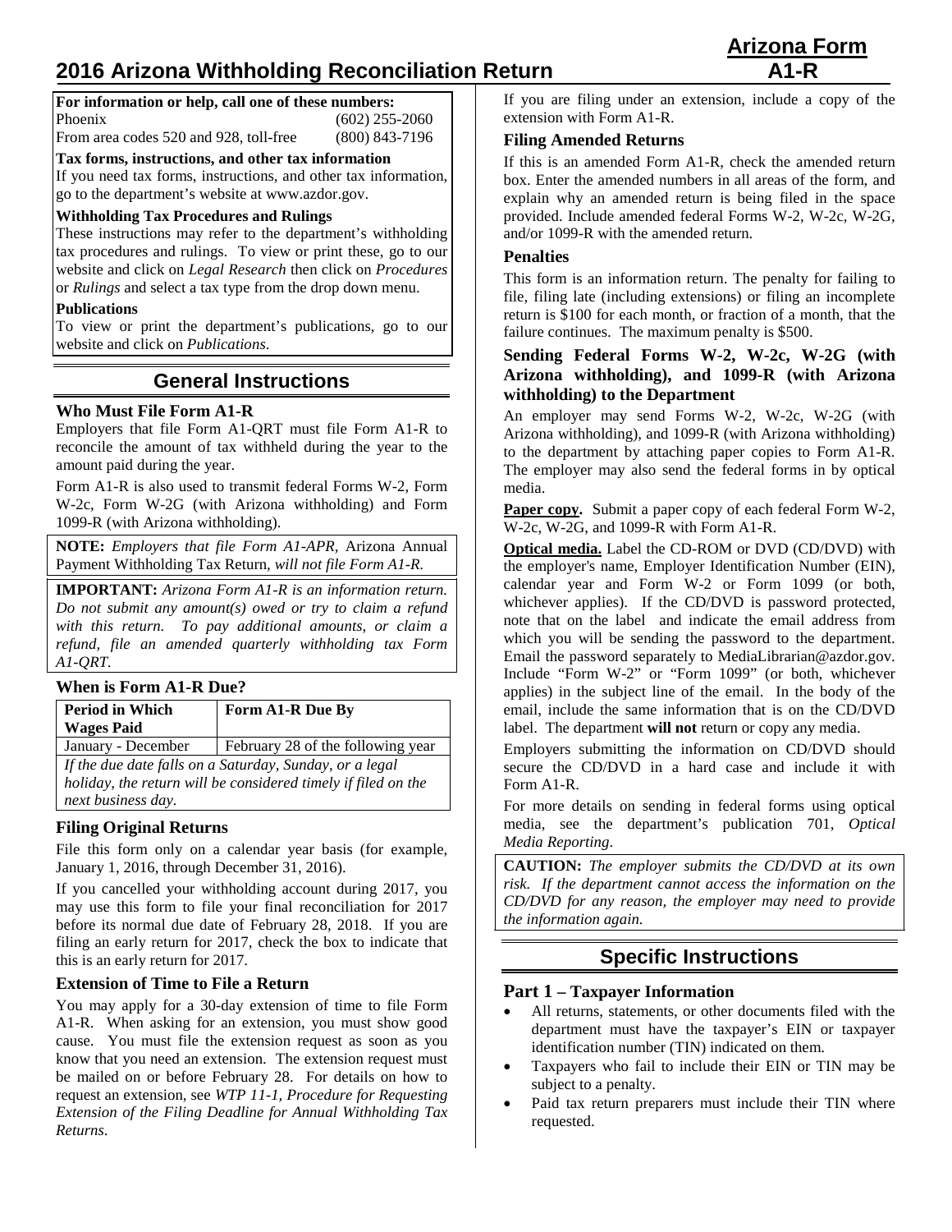# 2016 Arizona Withholding Reconciliation Return

**Arizona Form A1-R**

**For information or help, call one of these numbers:**

Phoenix (602) 255-2060

From area codes 520 and 928, toll-free (800) 843-7196

**Tax forms, instructions, and other tax information**

If you need tax forms, instructions, and other tax information, go to the department's website at www.azdor.gov.

**Withholding Tax Procedures and Rulings**

These instructions may refer to the department's withholding tax procedures and rulings. To view or print these, go to our website and click on *Legal Research* then click on *Procedures* or *Rulings* and select a tax type from the drop down menu.

**Publications**

To view or print the department's publications, go to our website and click on *Publications*.

## General Instructions

### Who Must File Form A1-R

Employers that file Form A1-QRT must file Form A1-R to reconcile the amount of tax withheld during the year to the amount paid during the year.

Form A1-R is also used to transmit federal Forms W-2, Form W-2c, Form W-2G (with Arizona withholding) and Form 1099-R (with Arizona withholding).

**NOTE:** *Employers that file Form A1-APR,* Arizona Annual Payment Withholding Tax Return, *will not file Form A1-R.*

**IMPORTANT:** *Arizona Form A1-R is an information return. Do not submit any amount(s) owed or try to claim a refund with this return. To pay additional amounts, or claim a refund, file an amended quarterly withholding tax Form A1-QRT.*

### When is Form A1-R Due?

| Period in Which Wages Paid | Form A1-R Due By |
|---|---|
| January - December | February 28 of the following year |

*If the due date falls on a Saturday, Sunday, or a legal holiday, the return will be considered timely if filed on the next business day.*

### Filing Original Returns

File this form only on a calendar year basis (for example, January 1, 2016, through December 31, 2016).

If you cancelled your withholding account during 2017, you may use this form to file your final reconciliation for 2017 before its normal due date of February 28, 2018. If you are filing an early return for 2017, check the box to indicate that this is an early return for 2017.

### Extension of Time to File a Return

You may apply for a 30-day extension of time to file Form A1-R. When asking for an extension, you must show good cause. You must file the extension request as soon as you know that you need an extension. The extension request must be mailed on or before February 28. For details on how to request an extension, see *WTP 11-1, Procedure for Requesting Extension of the Filing Deadline for Annual Withholding Tax Returns*.

If you are filing under an extension, include a copy of the extension with Form A1-R.

### Filing Amended Returns

If this is an amended Form A1-R, check the amended return box. Enter the amended numbers in all areas of the form, and explain why an amended return is being filed in the space provided. Include amended federal Forms W-2, W-2c, W-2G, and/or 1099-R with the amended return.

### Penalties

This form is an information return. The penalty for failing to file, filing late (including extensions) or filing an incomplete return is $100 for each month, or fraction of a month, that the failure continues. The maximum penalty is $500.

### Sending Federal Forms W-2, W-2c, W-2G (with Arizona withholding), and 1099-R (with Arizona withholding) to the Department

An employer may send Forms W-2, W-2c, W-2G (with Arizona withholding), and 1099-R (with Arizona withholding) to the department by attaching paper copies to Form A1-R. The employer may also send the federal forms in by optical media.

**Paper copy.** Submit a paper copy of each federal Form W-2, W-2c, W-2G, and 1099-R with Form A1-R.

**Optical media.** Label the CD-ROM or DVD (CD/DVD) with the employer's name, Employer Identification Number (EIN), calendar year and Form W-2 or Form 1099 (or both, whichever applies). If the CD/DVD is password protected, note that on the label and indicate the email address from which you will be sending the password to the department. Email the password separately to MediaLibrarian@azdor.gov. Include "Form W-2" or "Form 1099" (or both, whichever applies) in the subject line of the email. In the body of the email, include the same information that is on the CD/DVD label. The department **will not** return or copy any media.

Employers submitting the information on CD/DVD should secure the CD/DVD in a hard case and include it with Form A1-R.

For more details on sending in federal forms using optical media, see the department's publication 701, *Optical Media Reporting*.

**CAUTION:** *The employer submits the CD/DVD at its own risk. If the department cannot access the information on the CD/DVD for any reason, the employer may need to provide the information again.*

## Specific Instructions

### Part 1 – Taxpayer Information

- All returns, statements, or other documents filed with the department must have the taxpayer's EIN or taxpayer identification number (TIN) indicated on them.
- Taxpayers who fail to include their EIN or TIN may be subject to a penalty.
- Paid tax return preparers must include their TIN where requested.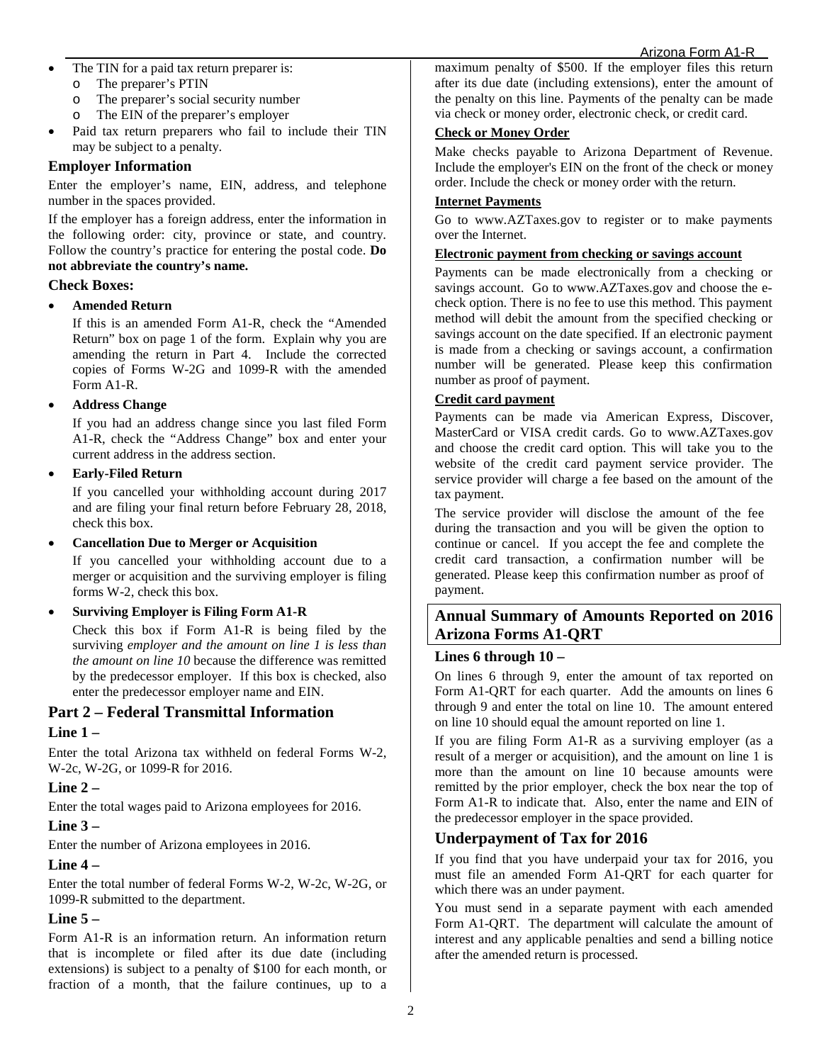- The TIN for a paid tax return preparer is:
  - The preparer's PTIN
  - The preparer's social security number
  - The EIN of the preparer's employer
- Paid tax return preparers who fail to include their TIN may be subject to a penalty.

### Employer Information

Enter the employer's name, EIN, address, and telephone number in the spaces provided.

If the employer has a foreign address, enter the information in the following order: city, province or state, and country. Follow the country's practice for entering the postal code. **Do not abbreviate the country's name.**

### Check Boxes:

- **Amended Return**

  If this is an amended Form A1-R, check the "Amended Return" box on page 1 of the form. Explain why you are amending the return in Part 4. Include the corrected copies of Forms W-2G and 1099-R with the amended Form A1-R.

- **Address Change**

  If you had an address change since you last filed Form A1-R, check the "Address Change" box and enter your current address in the address section.

- **Early-Filed Return**

  If you cancelled your withholding account during 2017 and are filing your final return before February 28, 2018, check this box.

- **Cancellation Due to Merger or Acquisition**

  If you cancelled your withholding account due to a merger or acquisition and the surviving employer is filing forms W-2, check this box.

- **Surviving Employer is Filing Form A1-R**

  Check this box if Form A1-R is being filed by the surviving *employer and the amount on line 1 is less than the amount on line 10* because the difference was remitted by the predecessor employer. If this box is checked, also enter the predecessor employer name and EIN.

## Part 2 – Federal Transmittal Information

### Line 1 –

Enter the total Arizona tax withheld on federal Forms W-2, W-2c, W-2G, or 1099-R for 2016.

### Line 2 –

Enter the total wages paid to Arizona employees for 2016.

### Line 3 –

Enter the number of Arizona employees in 2016.

### Line 4 –

Enter the total number of federal Forms W-2, W-2c, W-2G, or 1099-R submitted to the department.

### Line 5 –

Form A1-R is an information return. An information return that is incomplete or filed after its due date (including extensions) is subject to a penalty of $100 for each month, or fraction of a month, that the failure continues, up to a maximum penalty of $500. If the employer files this return after its due date (including extensions), enter the amount of the penalty on this line. Payments of the penalty can be made via check or money order, electronic check, or credit card.

**Check or Money Order**

Make checks payable to Arizona Department of Revenue. Include the employer's EIN on the front of the check or money order. Include the check or money order with the return.

**Internet Payments**

Go to www.AZTaxes.gov to register or to make payments over the Internet.

**Electronic payment from checking or savings account**

Payments can be made electronically from a checking or savings account. Go to www.AZTaxes.gov and choose the e-check option. There is no fee to use this method. This payment method will debit the amount from the specified checking or savings account on the date specified. If an electronic payment is made from a checking or savings account, a confirmation number will be generated. Please keep this confirmation number as proof of payment.

**Credit card payment**

Payments can be made via American Express, Discover, MasterCard or VISA credit cards. Go to www.AZTaxes.gov and choose the credit card option. This will take you to the website of the credit card payment service provider. The service provider will charge a fee based on the amount of the tax payment.

The service provider will disclose the amount of the fee during the transaction and you will be given the option to continue or cancel. If you accept the fee and complete the credit card transaction, a confirmation number will be generated. Please keep this confirmation number as proof of payment.

## Annual Summary of Amounts Reported on 2016 Arizona Forms A1-QRT

### Lines 6 through 10 –

On lines 6 through 9, enter the amount of tax reported on Form A1-QRT for each quarter. Add the amounts on lines 6 through 9 and enter the total on line 10. The amount entered on line 10 should equal the amount reported on line 1.

If you are filing Form A1-R as a surviving employer (as a result of a merger or acquisition), and the amount on line 1 is more than the amount on line 10 because amounts were remitted by the prior employer, check the box near the top of Form A1-R to indicate that. Also, enter the name and EIN of the predecessor employer in the space provided.

## Underpayment of Tax for 2016

If you find that you have underpaid your tax for 2016, you must file an amended Form A1-QRT for each quarter for which there was an under payment.

You must send in a separate payment with each amended Form A1-QRT. The department will calculate the amount of interest and any applicable penalties and send a billing notice after the amended return is processed.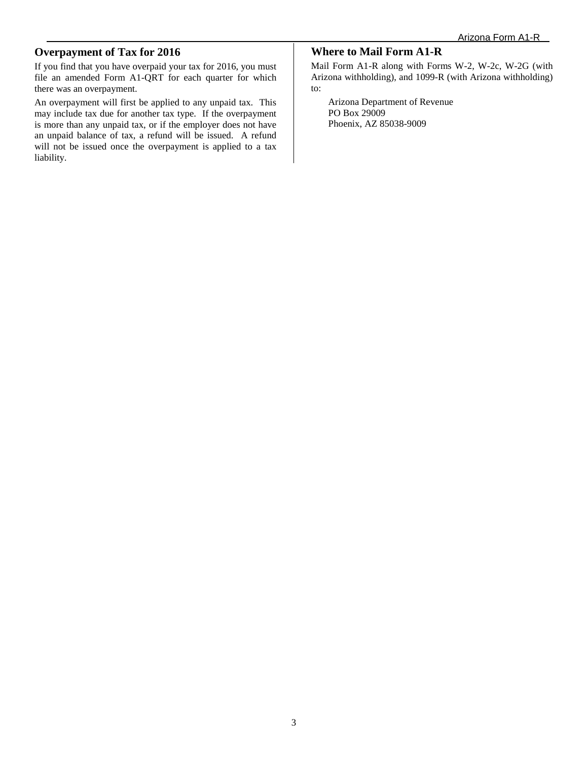## Overpayment of Tax for 2016

If you find that you have overpaid your tax for 2016, you must file an amended Form A1-QRT for each quarter for which there was an overpayment.

An overpayment will first be applied to any unpaid tax. This may include tax due for another tax type. If the overpayment is more than any unpaid tax, or if the employer does not have an unpaid balance of tax, a refund will be issued. A refund will not be issued once the overpayment is applied to a tax liability.

## Where to Mail Form A1-R

Mail Form A1-R along with Forms W-2, W-2c, W-2G (with Arizona withholding), and 1099-R (with Arizona withholding) to:

Arizona Department of Revenue
PO Box 29009
Phoenix, AZ 85038-9009